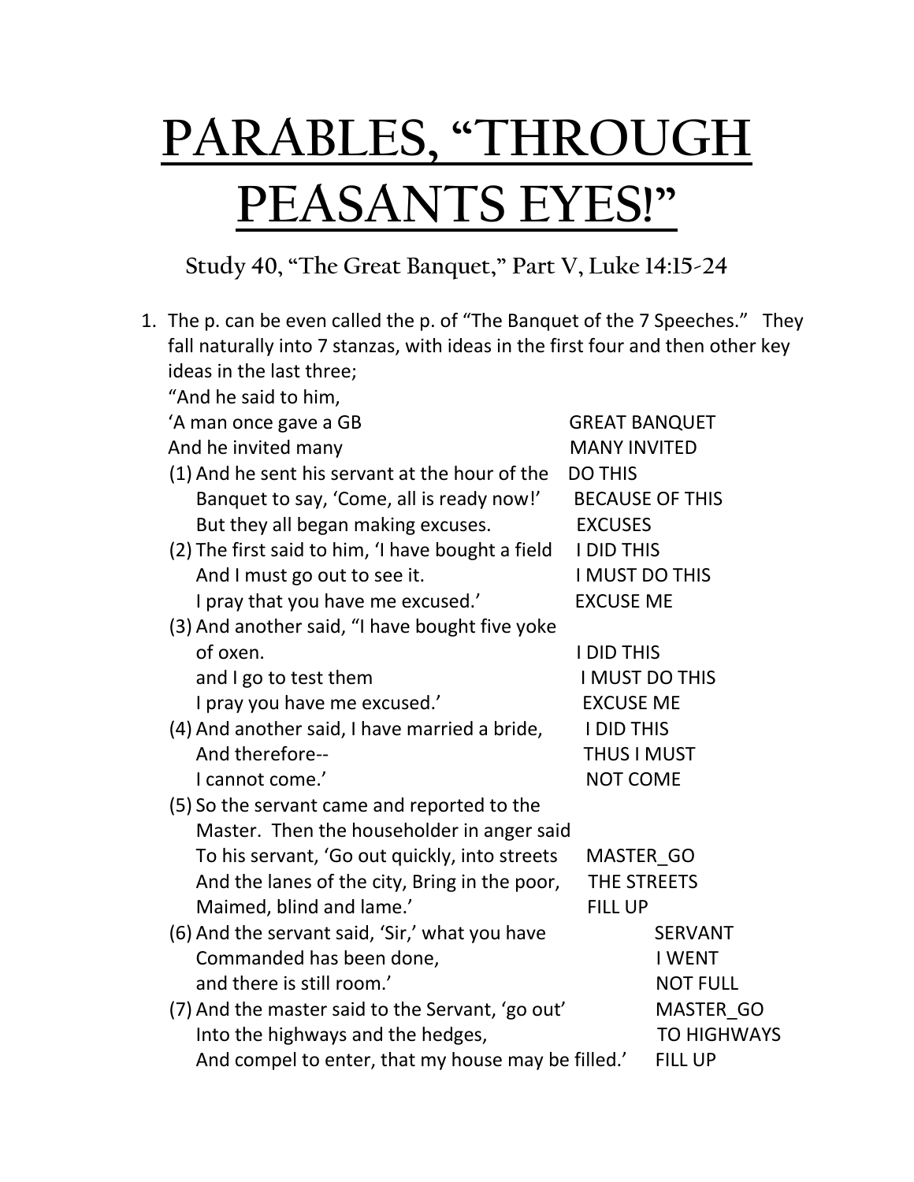# PARABLES, "THROUGH PEASANTS EYES!"

### Study 40, "The Great Banquet," Part V, Luke 14:15-24

1. The p. can be even called the p. of "The Banquet of the 7 Speeches." They fall naturally into 7 stanzas, with ideas in the first four and then other key ideas in the last three;

| | |
|---|---|
| "And he said to him, | |
| 'A man once gave a GB | GREAT BANQUET |
| And he invited many | MANY INVITED |
| (1) And he sent his servant at the hour of the | DO THIS |
| Banquet to say, 'Come, all is ready now!' | BECAUSE OF THIS |
| But they all began making excuses. | EXCUSES |
| (2) The first said to him, 'I have bought a field | I DID THIS |
| And I must go out to see it. | I MUST DO THIS |
| I pray that you have me excused.' | EXCUSE ME |
| (3) And another said, "I have bought five yoke of oxen. | I DID THIS |
| and I go to test them | I MUST DO THIS |
| I pray you have me excused.' | EXCUSE ME |
| (4) And another said, I have married a bride, | I DID THIS |
| And therefore-- | THUS I MUST |
| I cannot come.' | NOT COME |
| (5) So the servant came and reported to the Master. Then the householder in anger said | |
| To his servant, 'Go out quickly, into streets | MASTER_GO |
| And the lanes of the city, Bring in the poor, | THE STREETS |
| Maimed, blind and lame.' | FILL UP |
| (6) And the servant said, 'Sir,' what you have | SERVANT |
| Commanded has been done, | I WENT |
| and there is still room.' | NOT FULL |
| (7) And the master said to the Servant, 'go out' | MASTER_GO |
| Into the highways and the hedges, | TO HIGHWAYS |
| And compel to enter, that my house may be filled.' | FILL UP |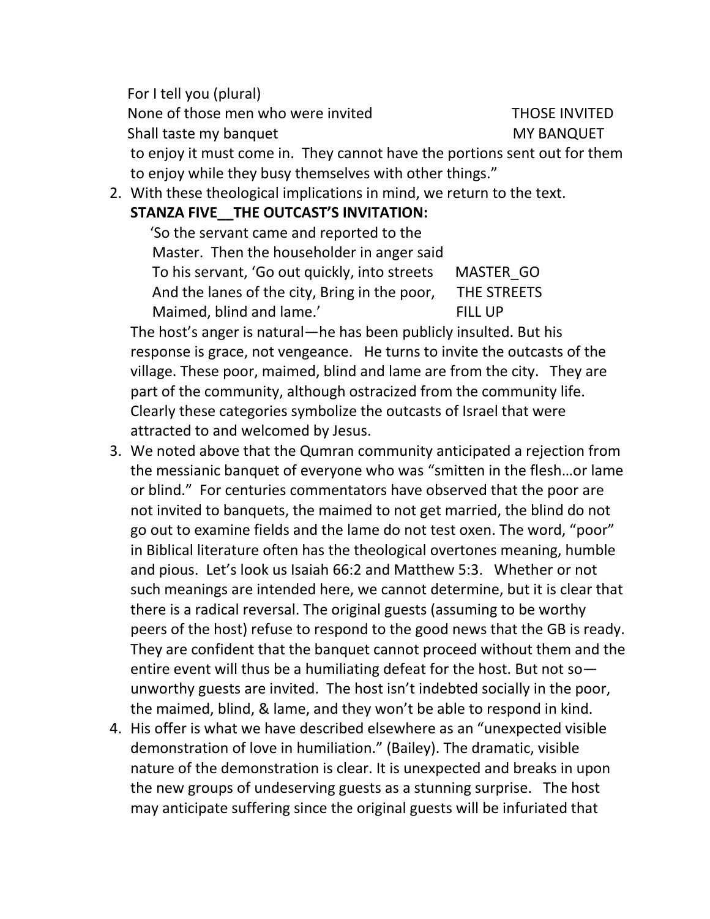For I tell you (plural)
None of those men who were invited THOSE INVITED
Shall taste my banquet MY BANQUET

to enjoy it must come in. They cannot have the portions sent out for them to enjoy while they busy themselves with other things."

2. With these theological implications in mind, we return to the text.

   **STANZA FIVE__THE OUTCAST'S INVITATION:**

   'So the servant came and reported to the
   Master. Then the householder in anger said
   To his servant, 'Go out quickly, into streets MASTER_GO
   And the lanes of the city, Bring in the poor, THE STREETS
   Maimed, blind and lame.' FILL UP

   The host's anger is natural—he has been publicly insulted. But his response is grace, not vengeance. He turns to invite the outcasts of the village. These poor, maimed, blind and lame are from the city. They are part of the community, although ostracized from the community life. Clearly these categories symbolize the outcasts of Israel that were attracted to and welcomed by Jesus.

3. We noted above that the Qumran community anticipated a rejection from the messianic banquet of everyone who was "smitten in the flesh…or lame or blind." For centuries commentators have observed that the poor are not invited to banquets, the maimed to not get married, the blind do not go out to examine fields and the lame do not test oxen. The word, "poor" in Biblical literature often has the theological overtones meaning, humble and pious. Let's look us Isaiah 66:2 and Matthew 5:3. Whether or not such meanings are intended here, we cannot determine, but it is clear that there is a radical reversal. The original guests (assuming to be worthy peers of the host) refuse to respond to the good news that the GB is ready. They are confident that the banquet cannot proceed without them and the entire event will thus be a humiliating defeat for the host. But not so—unworthy guests are invited. The host isn't indebted socially in the poor, the maimed, blind, & lame, and they won't be able to respond in kind.

4. His offer is what we have described elsewhere as an "unexpected visible demonstration of love in humiliation." (Bailey). The dramatic, visible nature of the demonstration is clear. It is unexpected and breaks in upon the new groups of undeserving guests as a stunning surprise. The host may anticipate suffering since the original guests will be infuriated that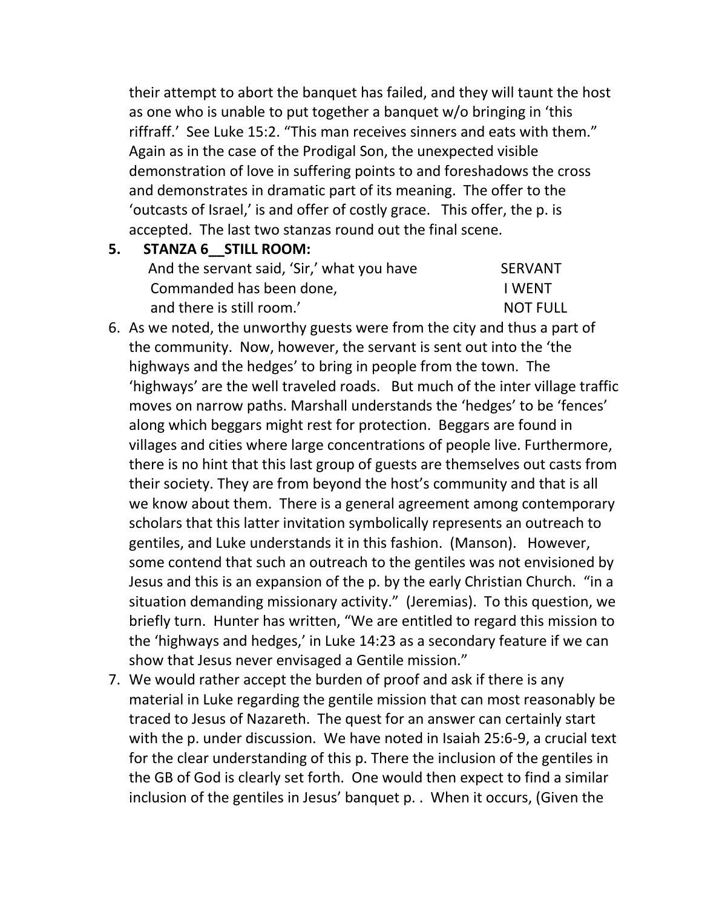their attempt to abort the banquet has failed, and they will taunt the host as one who is unable to put together a banquet w/o bringing in 'this riffraff.' See Luke 15:2. "This man receives sinners and eats with them." Again as in the case of the Prodigal Son, the unexpected visible demonstration of love in suffering points to and foreshadows the cross and demonstrates in dramatic part of its meaning. The offer to the 'outcasts of Israel,' is and offer of costly grace. This offer, the p. is accepted. The last two stanzas round out the final scene.

5. **STANZA 6__STILL ROOM:**

| | |
|---|---|
| And the servant said, 'Sir,' what you have | SERVANT |
| Commanded has been done, | I WENT |
| and there is still room.' | NOT FULL |

6. As we noted, the unworthy guests were from the city and thus a part of the community. Now, however, the servant is sent out into the 'the highways and the hedges' to bring in people from the town. The 'highways' are the well traveled roads. But much of the inter village traffic moves on narrow paths. Marshall understands the 'hedges' to be 'fences' along which beggars might rest for protection. Beggars are found in villages and cities where large concentrations of people live. Furthermore, there is no hint that this last group of guests are themselves out casts from their society. They are from beyond the host's community and that is all we know about them. There is a general agreement among contemporary scholars that this latter invitation symbolically represents an outreach to gentiles, and Luke understands it in this fashion. (Manson). However, some contend that such an outreach to the gentiles was not envisioned by Jesus and this is an expansion of the p. by the early Christian Church. "in a situation demanding missionary activity." (Jeremias). To this question, we briefly turn. Hunter has written, "We are entitled to regard this mission to the 'highways and hedges,' in Luke 14:23 as a secondary feature if we can show that Jesus never envisaged a Gentile mission."
7. We would rather accept the burden of proof and ask if there is any material in Luke regarding the gentile mission that can most reasonably be traced to Jesus of Nazareth. The quest for an answer can certainly start with the p. under discussion. We have noted in Isaiah 25:6-9, a crucial text for the clear understanding of this p. There the inclusion of the gentiles in the GB of God is clearly set forth. One would then expect to find a similar inclusion of the gentiles in Jesus' banquet p. . When it occurs, (Given the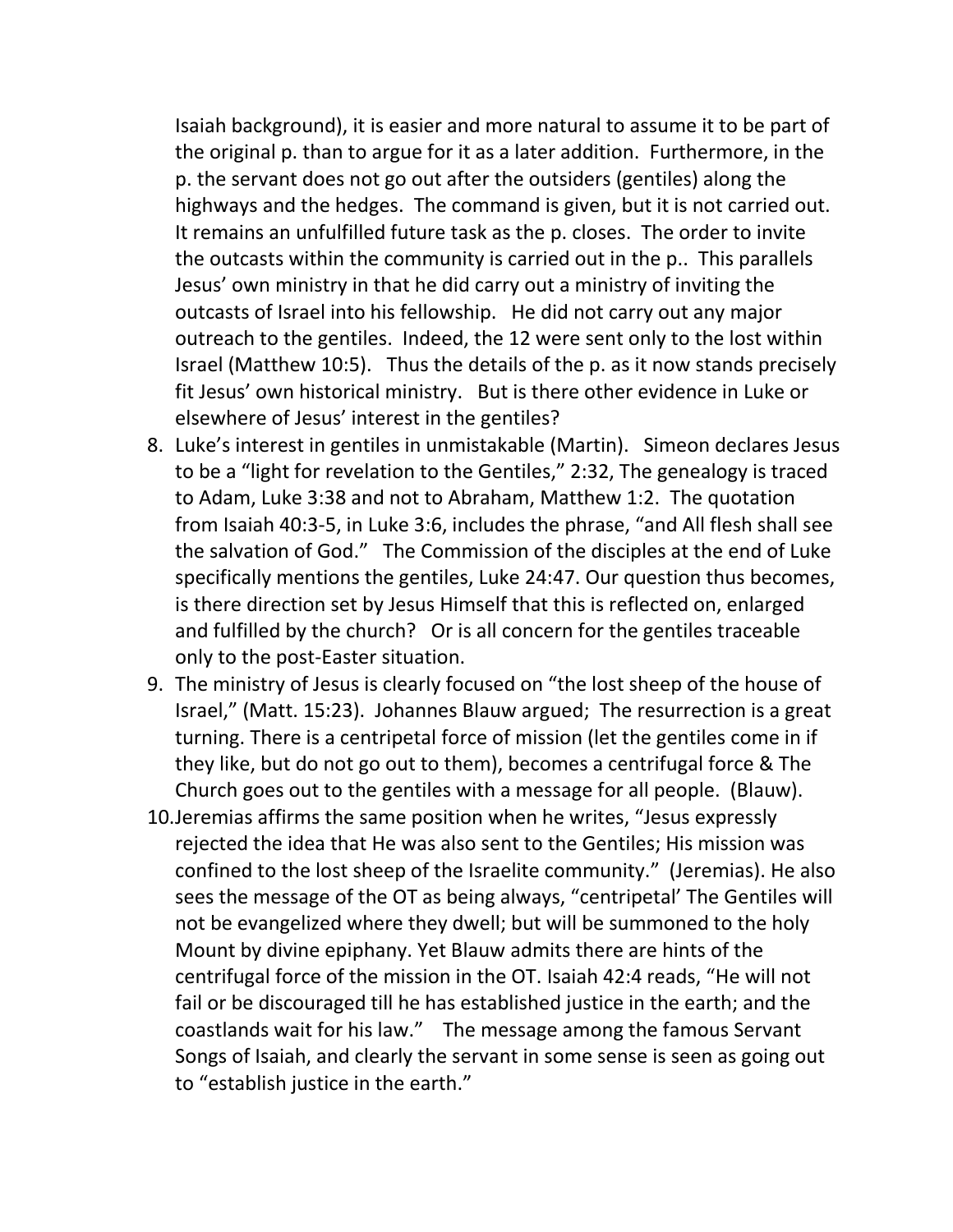Isaiah background), it is easier and more natural to assume it to be part of the original p. than to argue for it as a later addition. Furthermore, in the p. the servant does not go out after the outsiders (gentiles) along the highways and the hedges. The command is given, but it is not carried out. It remains an unfulfilled future task as the p. closes. The order to invite the outcasts within the community is carried out in the p.. This parallels Jesus' own ministry in that he did carry out a ministry of inviting the outcasts of Israel into his fellowship. He did not carry out any major outreach to the gentiles. Indeed, the 12 were sent only to the lost within Israel (Matthew 10:5). Thus the details of the p. as it now stands precisely fit Jesus' own historical ministry. But is there other evidence in Luke or elsewhere of Jesus' interest in the gentiles?

8. Luke's interest in gentiles in unmistakable (Martin). Simeon declares Jesus to be a "light for revelation to the Gentiles," 2:32, The genealogy is traced to Adam, Luke 3:38 and not to Abraham, Matthew 1:2. The quotation from Isaiah 40:3-5, in Luke 3:6, includes the phrase, "and All flesh shall see the salvation of God." The Commission of the disciples at the end of Luke specifically mentions the gentiles, Luke 24:47. Our question thus becomes, is there direction set by Jesus Himself that this is reflected on, enlarged and fulfilled by the church? Or is all concern for the gentiles traceable only to the post-Easter situation.
9. The ministry of Jesus is clearly focused on "the lost sheep of the house of Israel," (Matt. 15:23). Johannes Blauw argued; The resurrection is a great turning. There is a centripetal force of mission (let the gentiles come in if they like, but do not go out to them), becomes a centrifugal force & The Church goes out to the gentiles with a message for all people. (Blauw).
10. Jeremias affirms the same position when he writes, "Jesus expressly rejected the idea that He was also sent to the Gentiles; His mission was confined to the lost sheep of the Israelite community." (Jeremias). He also sees the message of the OT as being always, "centripetal' The Gentiles will not be evangelized where they dwell; but will be summoned to the holy Mount by divine epiphany. Yet Blauw admits there are hints of the centrifugal force of the mission in the OT. Isaiah 42:4 reads, "He will not fail or be discouraged till he has established justice in the earth; and the coastlands wait for his law." The message among the famous Servant Songs of Isaiah, and clearly the servant in some sense is seen as going out to "establish justice in the earth."